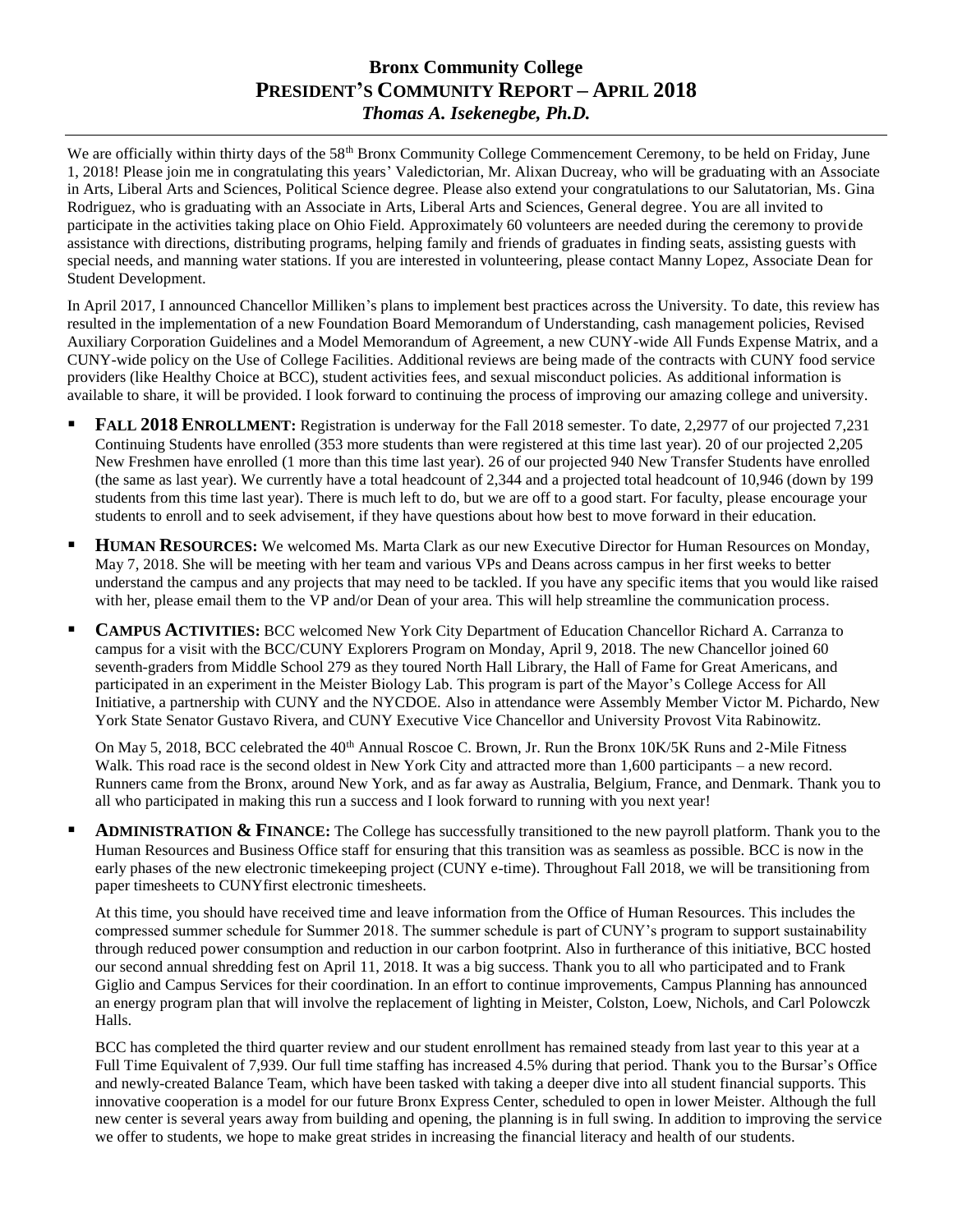# Bronx Community College
## President's Community Report – April 2018
### *Thomas A. Isekenegbe, Ph.D.*

We are officially within thirty days of the 58th Bronx Community College Commencement Ceremony, to be held on Friday, June 1, 2018! Please join me in congratulating this years' Valedictorian, Mr. Alixan Ducreay, who will be graduating with an Associate in Arts, Liberal Arts and Sciences, Political Science degree. Please also extend your congratulations to our Salutatorian, Ms. Gina Rodriguez, who is graduating with an Associate in Arts, Liberal Arts and Sciences, General degree. You are all invited to participate in the activities taking place on Ohio Field. Approximately 60 volunteers are needed during the ceremony to provide assistance with directions, distributing programs, helping family and friends of graduates in finding seats, assisting guests with special needs, and manning water stations. If you are interested in volunteering, please contact Manny Lopez, Associate Dean for Student Development.

In April 2017, I announced Chancellor Milliken's plans to implement best practices across the University. To date, this review has resulted in the implementation of a new Foundation Board Memorandum of Understanding, cash management policies, Revised Auxiliary Corporation Guidelines and a Model Memorandum of Agreement, a new CUNY-wide All Funds Expense Matrix, and a CUNY-wide policy on the Use of College Facilities. Additional reviews are being made of the contracts with CUNY food service providers (like Healthy Choice at BCC), student activities fees, and sexual misconduct policies. As additional information is available to share, it will be provided. I look forward to continuing the process of improving our amazing college and university.

- **FALL 2018 ENROLLMENT:** Registration is underway for the Fall 2018 semester. To date, 2,2977 of our projected 7,231 Continuing Students have enrolled (353 more students than were registered at this time last year). 20 of our projected 2,205 New Freshmen have enrolled (1 more than this time last year). 26 of our projected 940 New Transfer Students have enrolled (the same as last year). We currently have a total headcount of 2,344 and a projected total headcount of 10,946 (down by 199 students from this time last year). There is much left to do, but we are off to a good start. For faculty, please encourage your students to enroll and to seek advisement, if they have questions about how best to move forward in their education.

- **HUMAN RESOURCES:** We welcomed Ms. Marta Clark as our new Executive Director for Human Resources on Monday, May 7, 2018. She will be meeting with her team and various VPs and Deans across campus in her first weeks to better understand the campus and any projects that may need to be tackled. If you have any specific items that you would like raised with her, please email them to the VP and/or Dean of your area. This will help streamline the communication process.

- **CAMPUS ACTIVITIES:** BCC welcomed New York City Department of Education Chancellor Richard A. Carranza to campus for a visit with the BCC/CUNY Explorers Program on Monday, April 9, 2018. The new Chancellor joined 60 seventh-graders from Middle School 279 as they toured North Hall Library, the Hall of Fame for Great Americans, and participated in an experiment in the Meister Biology Lab. This program is part of the Mayor's College Access for All Initiative, a partnership with CUNY and the NYCDOE. Also in attendance were Assembly Member Victor M. Pichardo, New York State Senator Gustavo Rivera, and CUNY Executive Vice Chancellor and University Provost Vita Rabinowitz.

  On May 5, 2018, BCC celebrated the 40th Annual Roscoe C. Brown, Jr. Run the Bronx 10K/5K Runs and 2-Mile Fitness Walk. This road race is the second oldest in New York City and attracted more than 1,600 participants – a new record. Runners came from the Bronx, around New York, and as far away as Australia, Belgium, France, and Denmark. Thank you to all who participated in making this run a success and I look forward to running with you next year!

- **ADMINISTRATION & FINANCE:** The College has successfully transitioned to the new payroll platform. Thank you to the Human Resources and Business Office staff for ensuring that this transition was as seamless as possible. BCC is now in the early phases of the new electronic timekeeping project (CUNY e-time). Throughout Fall 2018, we will be transitioning from paper timesheets to CUNYfirst electronic timesheets.

  At this time, you should have received time and leave information from the Office of Human Resources. This includes the compressed summer schedule for Summer 2018. The summer schedule is part of CUNY's program to support sustainability through reduced power consumption and reduction in our carbon footprint. Also in furtherance of this initiative, BCC hosted our second annual shredding fest on April 11, 2018. It was a big success. Thank you to all who participated and to Frank Giglio and Campus Services for their coordination. In an effort to continue improvements, Campus Planning has announced an energy program plan that will involve the replacement of lighting in Meister, Colston, Loew, Nichols, and Carl Polowczk Halls.

  BCC has completed the third quarter review and our student enrollment has remained steady from last year to this year at a Full Time Equivalent of 7,939. Our full time staffing has increased 4.5% during that period. Thank you to the Bursar's Office and newly-created Balance Team, which have been tasked with taking a deeper dive into all student financial supports. This innovative cooperation is a model for our future Bronx Express Center, scheduled to open in lower Meister. Although the full new center is several years away from building and opening, the planning is in full swing. In addition to improving the service we offer to students, we hope to make great strides in increasing the financial literacy and health of our students.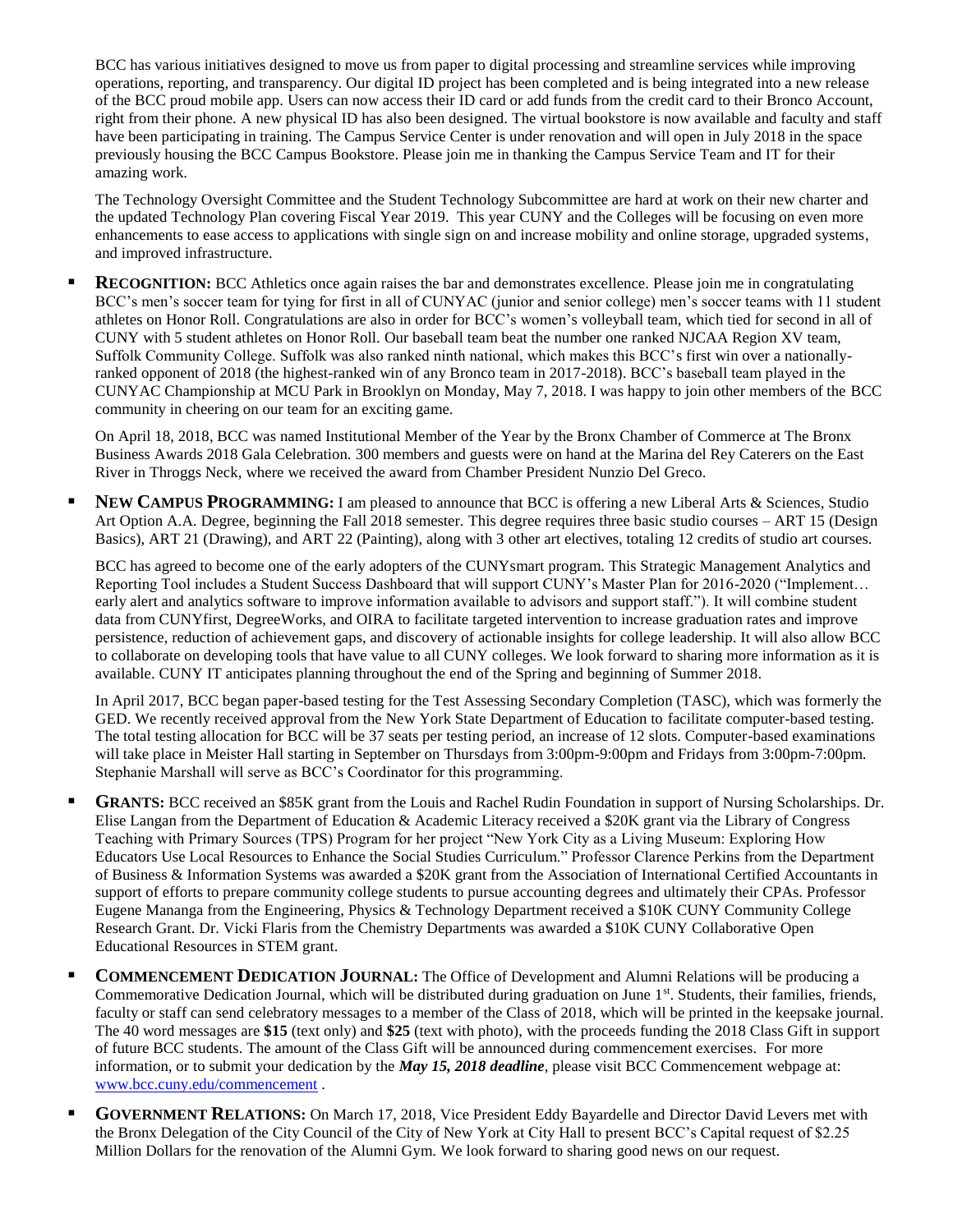BCC has various initiatives designed to move us from paper to digital processing and streamline services while improving operations, reporting, and transparency. Our digital ID project has been completed and is being integrated into a new release of the BCC proud mobile app. Users can now access their ID card or add funds from the credit card to their Bronco Account, right from their phone. A new physical ID has also been designed. The virtual bookstore is now available and faculty and staff have been participating in training. The Campus Service Center is under renovation and will open in July 2018 in the space previously housing the BCC Campus Bookstore. Please join me in thanking the Campus Service Team and IT for their amazing work.

The Technology Oversight Committee and the Student Technology Subcommittee are hard at work on their new charter and the updated Technology Plan covering Fiscal Year 2019. This year CUNY and the Colleges will be focusing on even more enhancements to ease access to applications with single sign on and increase mobility and online storage, upgraded systems, and improved infrastructure.

- **RECOGNITION:** BCC Athletics once again raises the bar and demonstrates excellence. Please join me in congratulating BCC's men's soccer team for tying for first in all of CUNYAC (junior and senior college) men's soccer teams with 11 student athletes on Honor Roll. Congratulations are also in order for BCC's women's volleyball team, which tied for second in all of CUNY with 5 student athletes on Honor Roll. Our baseball team beat the number one ranked NJCAA Region XV team, Suffolk Community College. Suffolk was also ranked ninth national, which makes this BCC's first win over a nationally-ranked opponent of 2018 (the highest-ranked win of any Bronco team in 2017-2018). BCC's baseball team played in the CUNYAC Championship at MCU Park in Brooklyn on Monday, May 7, 2018. I was happy to join other members of the BCC community in cheering on our team for an exciting game.

  On April 18, 2018, BCC was named Institutional Member of the Year by the Bronx Chamber of Commerce at The Bronx Business Awards 2018 Gala Celebration. 300 members and guests were on hand at the Marina del Rey Caterers on the East River in Throggs Neck, where we received the award from Chamber President Nunzio Del Greco.

- **NEW CAMPUS PROGRAMMING:** I am pleased to announce that BCC is offering a new Liberal Arts & Sciences, Studio Art Option A.A. Degree, beginning the Fall 2018 semester. This degree requires three basic studio courses – ART 15 (Design Basics), ART 21 (Drawing), and ART 22 (Painting), along with 3 other art electives, totaling 12 credits of studio art courses.

  BCC has agreed to become one of the early adopters of the CUNYsmart program. This Strategic Management Analytics and Reporting Tool includes a Student Success Dashboard that will support CUNY's Master Plan for 2016-2020 ("Implement… early alert and analytics software to improve information available to advisors and support staff."). It will combine student data from CUNYfirst, DegreeWorks, and OIRA to facilitate targeted intervention to increase graduation rates and improve persistence, reduction of achievement gaps, and discovery of actionable insights for college leadership. It will also allow BCC to collaborate on developing tools that have value to all CUNY colleges. We look forward to sharing more information as it is available. CUNY IT anticipates planning throughout the end of the Spring and beginning of Summer 2018.

  In April 2017, BCC began paper-based testing for the Test Assessing Secondary Completion (TASC), which was formerly the GED. We recently received approval from the New York State Department of Education to facilitate computer-based testing. The total testing allocation for BCC will be 37 seats per testing period, an increase of 12 slots. Computer-based examinations will take place in Meister Hall starting in September on Thursdays from 3:00pm-9:00pm and Fridays from 3:00pm-7:00pm. Stephanie Marshall will serve as BCC's Coordinator for this programming.

- **GRANTS:** BCC received an $85K grant from the Louis and Rachel Rudin Foundation in support of Nursing Scholarships. Dr. Elise Langan from the Department of Education & Academic Literacy received a $20K grant via the Library of Congress Teaching with Primary Sources (TPS) Program for her project "New York City as a Living Museum: Exploring How Educators Use Local Resources to Enhance the Social Studies Curriculum." Professor Clarence Perkins from the Department of Business & Information Systems was awarded a $20K grant from the Association of International Certified Accountants in support of efforts to prepare community college students to pursue accounting degrees and ultimately their CPAs. Professor Eugene Mananga from the Engineering, Physics & Technology Department received a $10K CUNY Community College Research Grant. Dr. Vicki Flaris from the Chemistry Departments was awarded a $10K CUNY Collaborative Open Educational Resources in STEM grant.

- **COMMENCEMENT DEDICATION JOURNAL:** The Office of Development and Alumni Relations will be producing a Commemorative Dedication Journal, which will be distributed during graduation on June 1st. Students, their families, friends, faculty or staff can send celebratory messages to a member of the Class of 2018, which will be printed in the keepsake journal. The 40 word messages are **$15** (text only) and **$25** (text with photo), with the proceeds funding the 2018 Class Gift in support of future BCC students. The amount of the Class Gift will be announced during commencement exercises. For more information, or to submit your dedication by the ***May 15, 2018 deadline***, please visit BCC Commencement webpage at: [www.bcc.cuny.edu/commencement](http://www.bcc.cuny.edu/commencement) .

- **GOVERNMENT RELATIONS:** On March 17, 2018, Vice President Eddy Bayardelle and Director David Levers met with the Bronx Delegation of the City Council of the City of New York at City Hall to present BCC's Capital request of $2.25 Million Dollars for the renovation of the Alumni Gym. We look forward to sharing good news on our request.